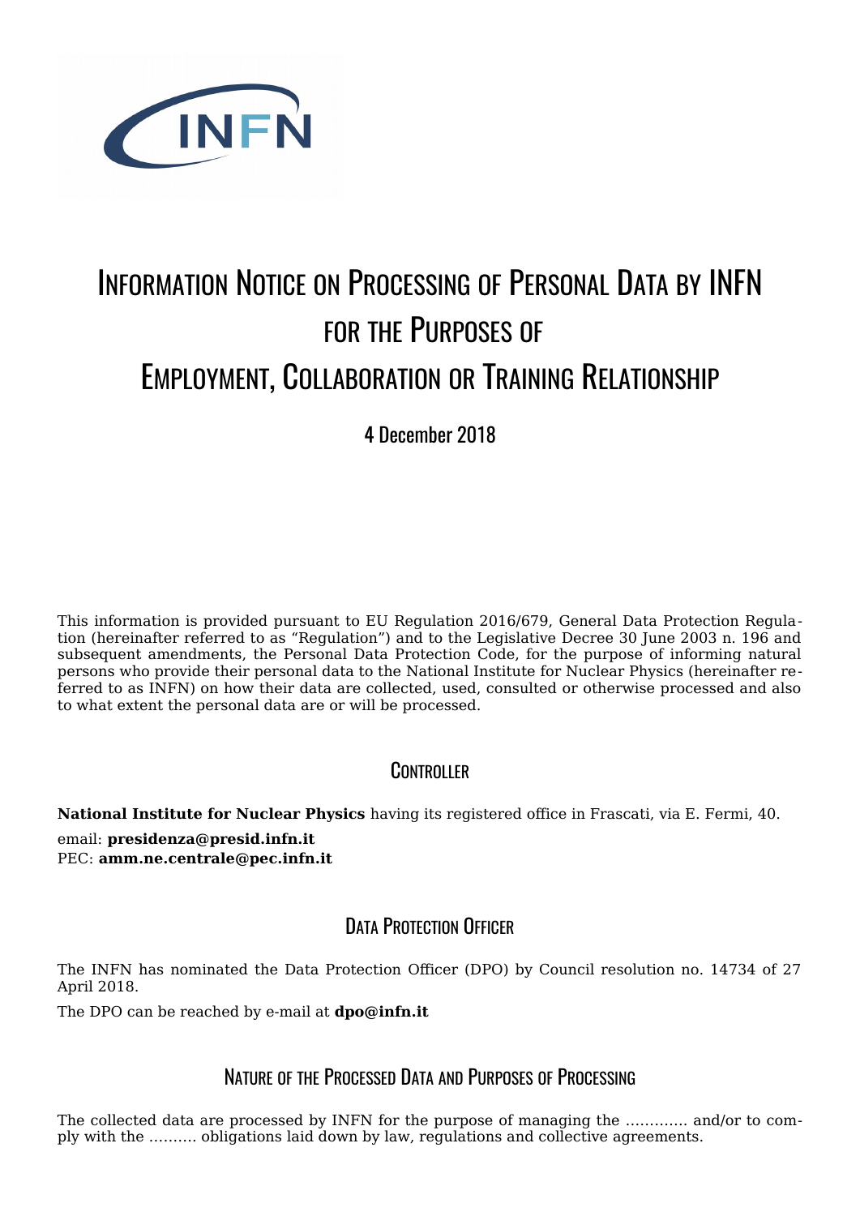# Information Notice on Processing of Personal Data by INFN for the Purposes of Employment, Collaboration or Training Relationship

4 December 2018

This information is provided pursuant to EU Regulation 2016/679, General Data Protection Regulation (hereinafter referred to as "Regulation") and to the Legislative Decree 30 June 2003 n. 196 and subsequent amendments, the Personal Data Protection Code, for the purpose of informing natural persons who provide their personal data to the National Institute for Nuclear Physics (hereinafter referred to as INFN) on how their data are collected, used, consulted or otherwise processed and also to what extent the personal data are or will be processed.

## Controller

**National Institute for Nuclear Physics** having its registered office in Frascati, via E. Fermi, 40.

email: **presidenza@presid.infn.it**
PEC: **amm.ne.centrale@pec.infn.it**

## Data Protection Officer

The INFN has nominated the Data Protection Officer (DPO) by Council resolution no. 14734 of 27 April 2018.

The DPO can be reached by e-mail at **dpo@infn.it**

## Nature of the Processed Data and Purposes of Processing

The collected data are processed by INFN for the purpose of managing the …………. and/or to comply with the ………. obligations laid down by law, regulations and collective agreements.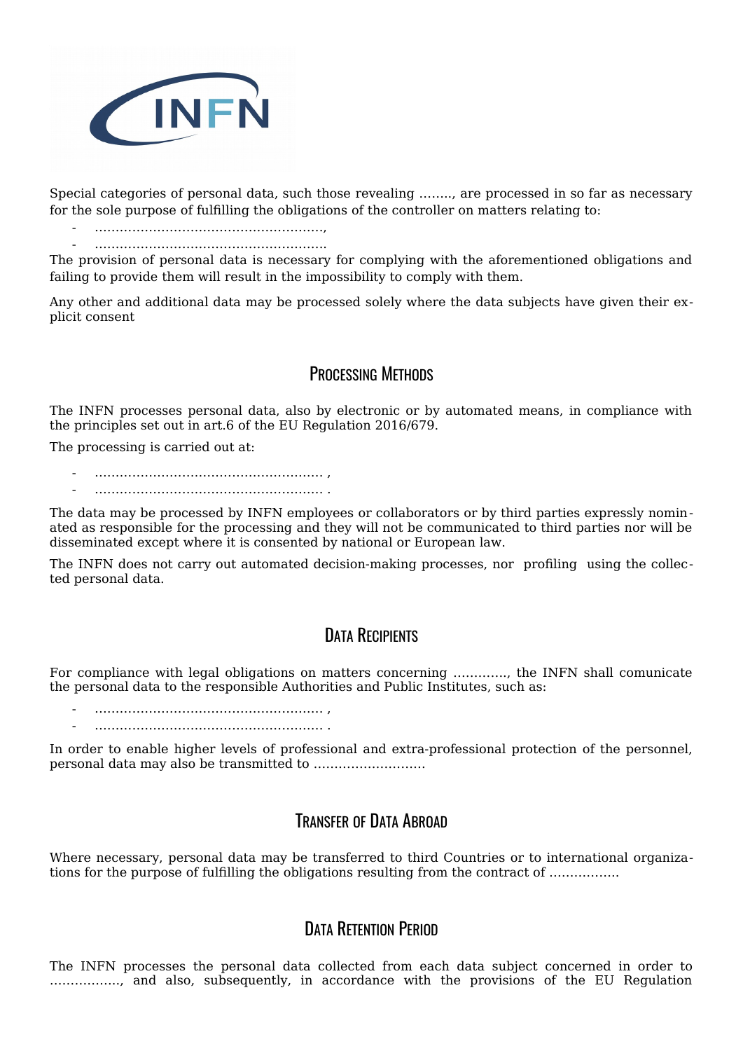Special categories of personal data, such those revealing …….., are processed in so far as necessary for the sole purpose of fulfilling the obligations of the controller on matters relating to:

- ……………………………………………….,
- ……………………………………………….

The provision of personal data is necessary for complying with the aforementioned obligations and failing to provide them will result in the impossibility to comply with them.

Any other and additional data may be processed solely where the data subjects have given their explicit consent

## Processing Methods

The INFN processes personal data, also by electronic or by automated means, in compliance with the principles set out in art.6 of the EU Regulation 2016/679.

The processing is carried out at:

- ………………………………………………. ,
- ………………………………………………. .

The data may be processed by INFN employees or collaborators or by third parties expressly nominated as responsible for the processing and they will not be communicated to third parties nor will be disseminated except where it is consented by national or European law.

The INFN does not carry out automated decision-making processes, nor profiling using the collected personal data.

## Data Recipients

For compliance with legal obligations on matters concerning …………., the INFN shall comunicate the personal data to the responsible Authorities and Public Institutes, such as:

- ………………………………………………. ,
- ………………………………………………. .

In order to enable higher levels of professional and extra-professional protection of the personnel, personal data may also be transmitted to ………………………

## Transfer of Data Abroad

Where necessary, personal data may be transferred to third Countries or to international organizations for the purpose of fulfilling the obligations resulting from the contract of ……………..

## Data Retention Period

The INFN processes the personal data collected from each data subject concerned in order to …………….., and also, subsequently, in accordance with the provisions of the EU Regulation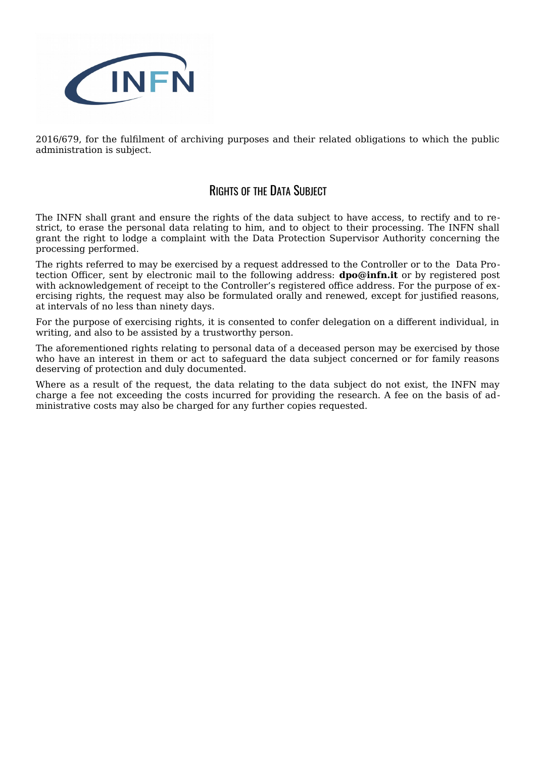2016/679, for the fulfilment of archiving purposes and their related obligations to which the public administration is subject.

## Rights of the Data Subject

The INFN shall grant and ensure the rights of the data subject to have access, to rectify and to restrict, to erase the personal data relating to him, and to object to their processing. The INFN shall grant the right to lodge a complaint with the Data Protection Supervisor Authority concerning the processing performed.

The rights referred to may be exercised by a request addressed to the Controller or to the Data Protection Officer, sent by electronic mail to the following address: **dpo@infn.it** or by registered post with acknowledgement of receipt to the Controller's registered office address. For the purpose of exercising rights, the request may also be formulated orally and renewed, except for justified reasons, at intervals of no less than ninety days.

For the purpose of exercising rights, it is consented to confer delegation on a different individual, in writing, and also to be assisted by a trustworthy person.

The aforementioned rights relating to personal data of a deceased person may be exercised by those who have an interest in them or act to safeguard the data subject concerned or for family reasons deserving of protection and duly documented.

Where as a result of the request, the data relating to the data subject do not exist, the INFN may charge a fee not exceeding the costs incurred for providing the research. A fee on the basis of administrative costs may also be charged for any further copies requested.